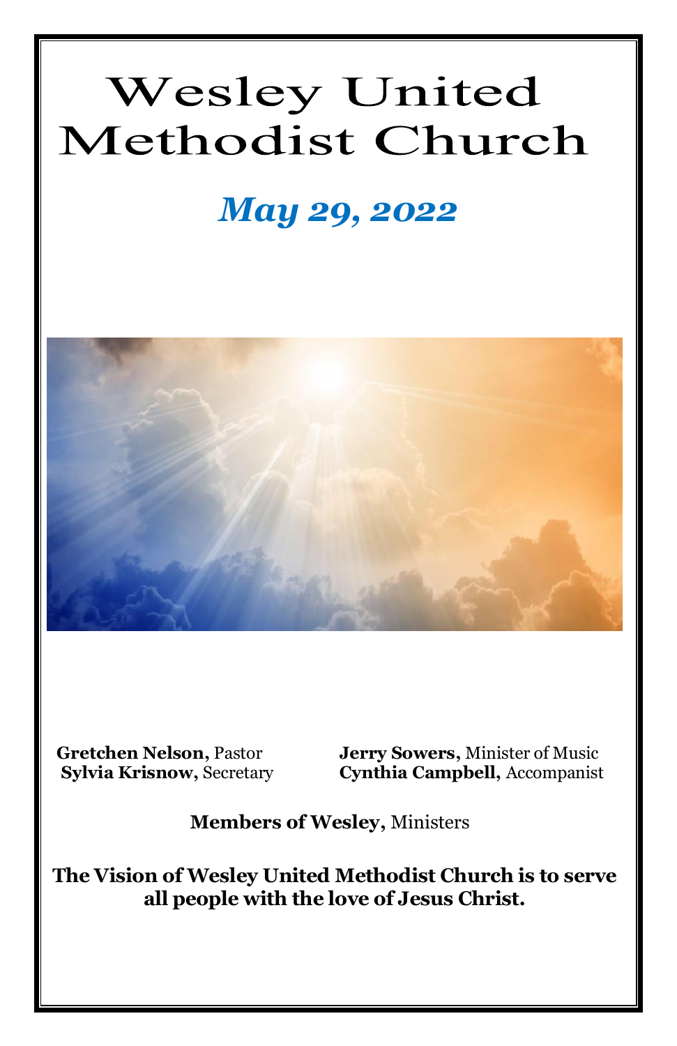# Wesley United Methodist Church

## *May 29, 2022*

**Gretchen Nelson,** Pastor
**Sylvia Krisnow,** Secretary

**Jerry Sowers,** Minister of Music
**Cynthia Campbell,** Accompanist

**Members of Wesley,** Ministers

**The Vision of Wesley United Methodist Church is to serve all people with the love of Jesus Christ.**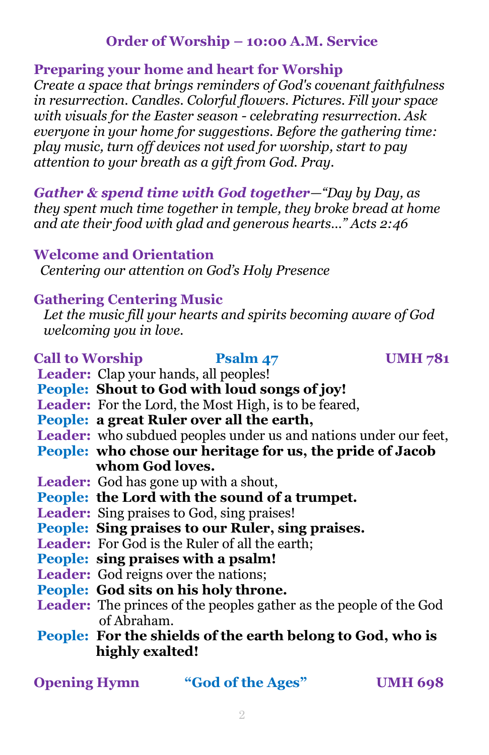## Order of Worship – 10:00 A.M. Service

### Preparing your home and heart for Worship

*Create a space that brings reminders of God's covenant faithfulness in resurrection. Candles. Colorful flowers. Pictures. Fill your space with visuals for the Easter season - celebrating resurrection. Ask everyone in your home for suggestions. Before the gathering time: play music, turn off devices not used for worship, start to pay attention to your breath as a gift from God. Pray.*

***Gather & spend time with God together***—*"Day by Day, as they spent much time together in temple, they broke bread at home and ate their food with glad and generous hearts…" Acts 2:46*

### Welcome and Orientation

*Centering our attention on God's Holy Presence*

### Gathering Centering Music

*Let the music fill your hearts and spirits becoming aware of God welcoming you in love.*

### Call to Worship — Psalm 47 — UMH 781

**Leader:** Clap your hands, all peoples!
**People: Shout to God with loud songs of joy!**
**Leader:** For the Lord, the Most High, is to be feared,
**People: a great Ruler over all the earth,**
**Leader:** who subdued peoples under us and nations under our feet,
**People: who chose our heritage for us, the pride of Jacob whom God loves.**
**Leader:** God has gone up with a shout,
**People: the Lord with the sound of a trumpet.**
**Leader:** Sing praises to God, sing praises!
**People: Sing praises to our Ruler, sing praises.**
**Leader:** For God is the Ruler of all the earth;
**People: sing praises with a psalm!**
**Leader:** God reigns over the nations;
**People: God sits on his holy throne.**
**Leader:** The princes of the peoples gather as the people of the God of Abraham.
**People: For the shields of the earth belong to God, who is highly exalted!**

### Opening Hymn — "God of the Ages" — UMH 698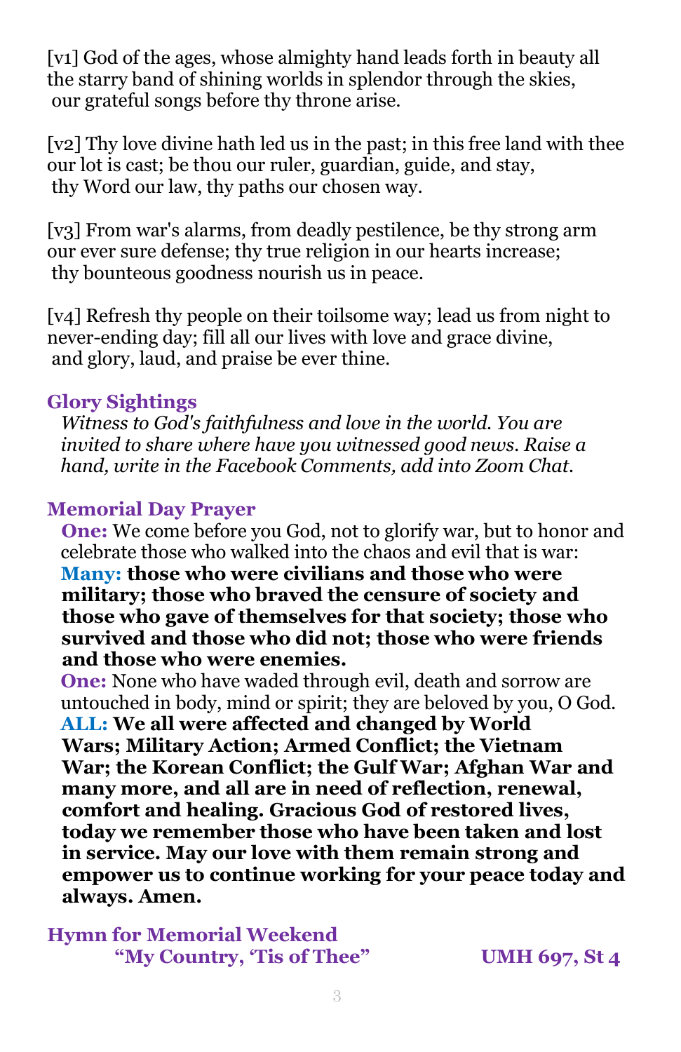[v1] God of the ages, whose almighty hand leads forth in beauty all the starry band of shining worlds in splendor through the skies, our grateful songs before thy throne arise.

[v2] Thy love divine hath led us in the past; in this free land with thee our lot is cast; be thou our ruler, guardian, guide, and stay, thy Word our law, thy paths our chosen way.

[v3] From war's alarms, from deadly pestilence, be thy strong arm our ever sure defense; thy true religion in our hearts increase; thy bounteous goodness nourish us in peace.

[v4] Refresh thy people on their toilsome way; lead us from night to never-ending day; fill all our lives with love and grace divine, and glory, laud, and praise be ever thine.

### Glory Sightings

*Witness to God's faithfulness and love in the world. You are invited to share where have you witnessed good news. Raise a hand, write in the Facebook Comments, add into Zoom Chat.*

### Memorial Day Prayer

**One:** We come before you God, not to glorify war, but to honor and celebrate those who walked into the chaos and evil that is war:

**Many: those who were civilians and those who were military; those who braved the censure of society and those who gave of themselves for that society; those who survived and those who did not; those who were friends and those who were enemies.**

**One:** None who have waded through evil, death and sorrow are untouched in body, mind or spirit; they are beloved by you, O God.

**ALL: We all were affected and changed by World Wars; Military Action; Armed Conflict; the Vietnam War; the Korean Conflict; the Gulf War; Afghan War and many more, and all are in need of reflection, renewal, comfort and healing. Gracious God of restored lives, today we remember those who have been taken and lost in service. May our love with them remain strong and empower us to continue working for your peace today and always. Amen.**

### Hymn for Memorial Weekend

**"My Country, 'Tis of Thee"** **UMH 697, St 4**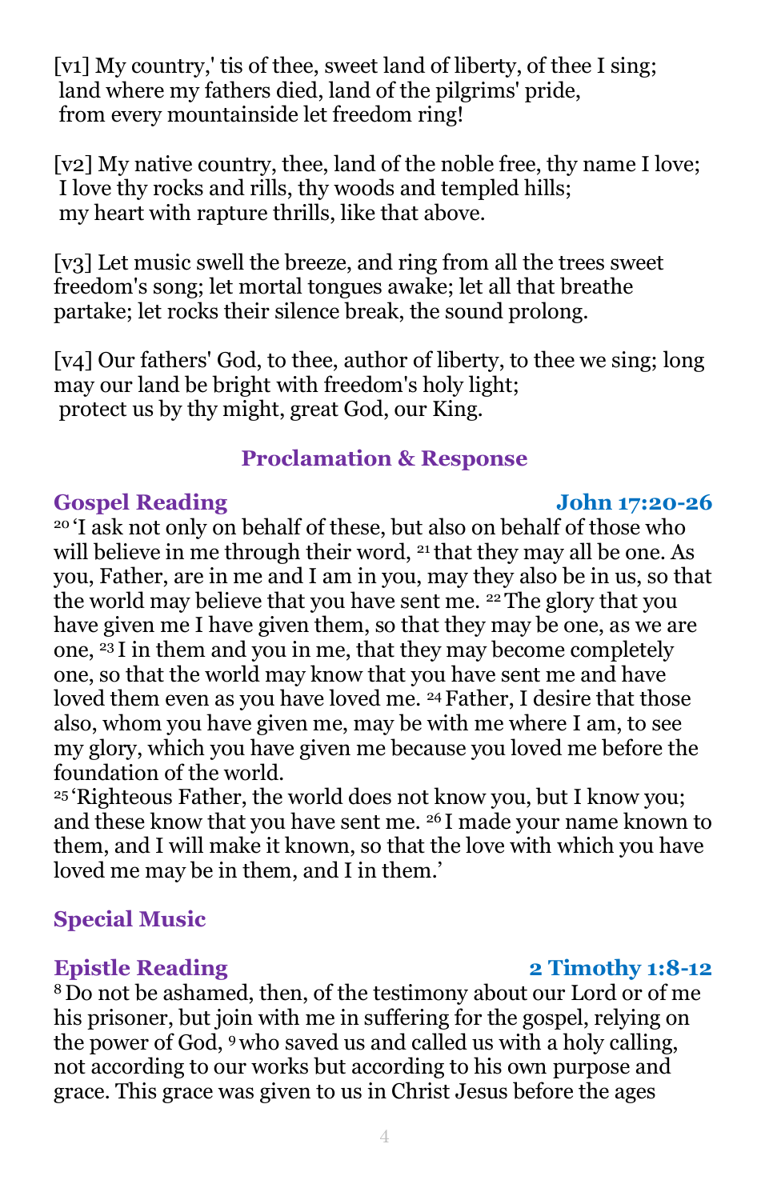[v1] My country,' tis of thee, sweet land of liberty, of thee I sing;
land where my fathers died, land of the pilgrims' pride,
from every mountainside let freedom ring!

[v2] My native country, thee, land of the noble free, thy name I love;
I love thy rocks and rills, thy woods and templed hills;
my heart with rapture thrills, like that above.

[v3] Let music swell the breeze, and ring from all the trees sweet freedom's song; let mortal tongues awake; let all that breathe partake; let rocks their silence break, the sound prolong.

[v4] Our fathers' God, to thee, author of liberty, to thee we sing; long may our land be bright with freedom's holy light;
protect us by thy might, great God, our King.

## Proclamation & Response

### Gospel Reading — John 17:20-26

[20] 'I ask not only on behalf of these, but also on behalf of those who will believe in me through their word, [21] that they may all be one. As you, Father, are in me and I am in you, may they also be in us, so that the world may believe that you have sent me. [22] The glory that you have given me I have given them, so that they may be one, as we are one, [23] I in them and you in me, that they may become completely one, so that the world may know that you have sent me and have loved them even as you have loved me. [24] Father, I desire that those also, whom you have given me, may be with me where I am, to see my glory, which you have given me because you loved me before the foundation of the world.
[25] 'Righteous Father, the world does not know you, but I know you; and these know that you have sent me. [26] I made your name known to them, and I will make it known, so that the love with which you have loved me may be in them, and I in them.'

### Special Music

### Epistle Reading — 2 Timothy 1:8-12

[8] Do not be ashamed, then, of the testimony about our Lord or of me his prisoner, but join with me in suffering for the gospel, relying on the power of God, [9] who saved us and called us with a holy calling, not according to our works but according to his own purpose and grace. This grace was given to us in Christ Jesus before the ages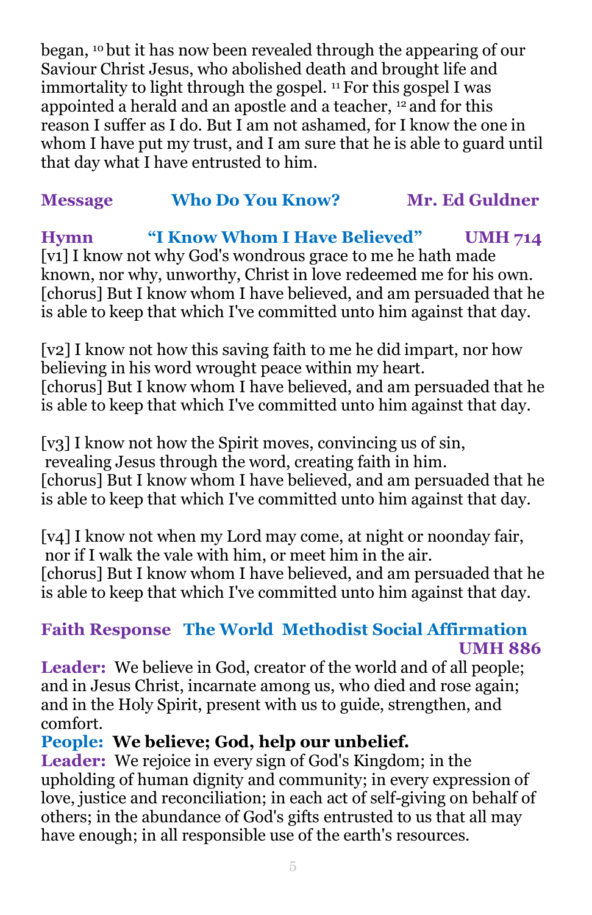began, [10] but it has now been revealed through the appearing of our Saviour Christ Jesus, who abolished death and brought life and immortality to light through the gospel. [11] For this gospel I was appointed a herald and an apostle and a teacher, [12] and for this reason I suffer as I do. But I am not ashamed, for I know the one in whom I have put my trust, and I am sure that he is able to guard until that day what I have entrusted to him.

**Message** **Who Do You Know?** **Mr. Ed Guldner**

**Hymn** **"I Know Whom I Have Believed"** **UMH 714**

[v1] I know not why God's wondrous grace to me he hath made known, nor why, unworthy, Christ in love redeemed me for his own.
[chorus] But I know whom I have believed, and am persuaded that he is able to keep that which I've committed unto him against that day.

[v2] I know not how this saving faith to me he did impart, nor how believing in his word wrought peace within my heart.
[chorus] But I know whom I have believed, and am persuaded that he is able to keep that which I've committed unto him against that day.

[v3] I know not how the Spirit moves, convincing us of sin, revealing Jesus through the word, creating faith in him.
[chorus] But I know whom I have believed, and am persuaded that he is able to keep that which I've committed unto him against that day.

[v4] I know not when my Lord may come, at night or noonday fair, nor if I walk the vale with him, or meet him in the air.
[chorus] But I know whom I have believed, and am persuaded that he is able to keep that which I've committed unto him against that day.

**Faith Response** **The World Methodist Social Affirmation** **UMH 886**

**Leader:** We believe in God, creator of the world and of all people; and in Jesus Christ, incarnate among us, who died and rose again; and in the Holy Spirit, present with us to guide, strengthen, and comfort.

**People:** **We believe; God, help our unbelief.**

**Leader:** We rejoice in every sign of God's Kingdom; in the upholding of human dignity and community; in every expression of love, justice and reconciliation; in each act of self-giving on behalf of others; in the abundance of God's gifts entrusted to us that all may have enough; in all responsible use of the earth's resources.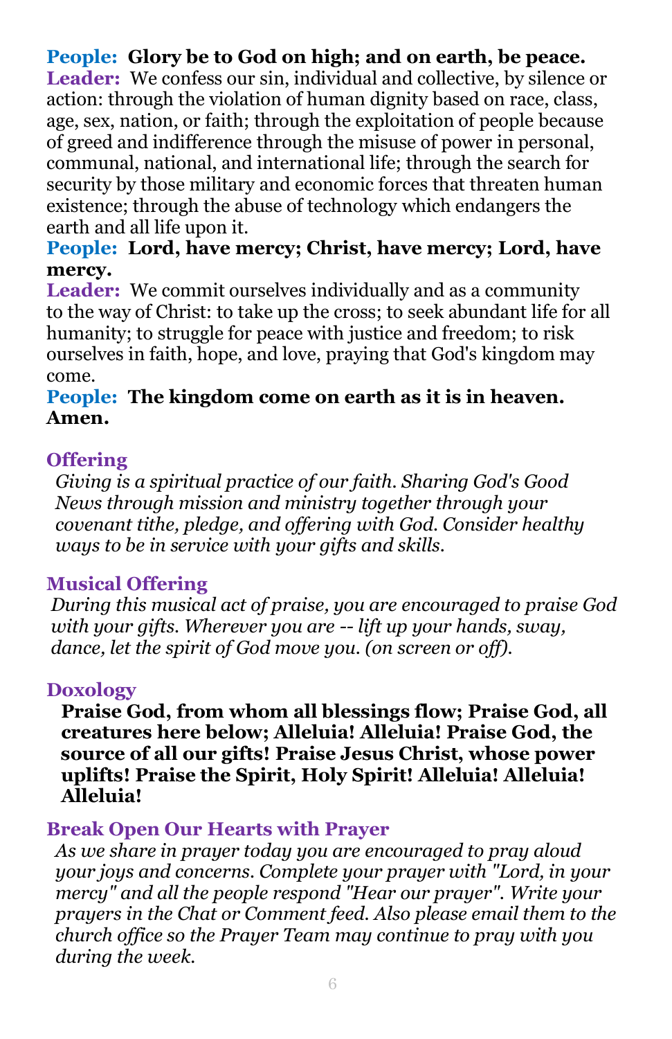**People:** **Glory be to God on high; and on earth, be peace.**
**Leader:** We confess our sin, individual and collective, by silence or action: through the violation of human dignity based on race, class, age, sex, nation, or faith; through the exploitation of people because of greed and indifference through the misuse of power in personal, communal, national, and international life; through the search for security by those military and economic forces that threaten human existence; through the abuse of technology which endangers the earth and all life upon it.
**People:** **Lord, have mercy; Christ, have mercy; Lord, have mercy.**
**Leader:** We commit ourselves individually and as a community to the way of Christ: to take up the cross; to seek abundant life for all humanity; to struggle for peace with justice and freedom; to risk ourselves in faith, hope, and love, praying that God's kingdom may come.
**People:** **The kingdom come on earth as it is in heaven. Amen.**

## Offering

*Giving is a spiritual practice of our faith. Sharing God's Good News through mission and ministry together through your covenant tithe, pledge, and offering with God. Consider healthy ways to be in service with your gifts and skills.*

## Musical Offering

*During this musical act of praise, you are encouraged to praise God with your gifts. Wherever you are -- lift up your hands, sway, dance, let the spirit of God move you. (on screen or off).*

## Doxology

**Praise God, from whom all blessings flow; Praise God, all creatures here below; Alleluia! Alleluia! Praise God, the source of all our gifts! Praise Jesus Christ, whose power uplifts! Praise the Spirit, Holy Spirit! Alleluia! Alleluia! Alleluia!**

## Break Open Our Hearts with Prayer

*As we share in prayer today you are encouraged to pray aloud your joys and concerns. Complete your prayer with "Lord, in your mercy" and all the people respond "Hear our prayer". Write your prayers in the Chat or Comment feed. Also please email them to the church office so the Prayer Team may continue to pray with you during the week.*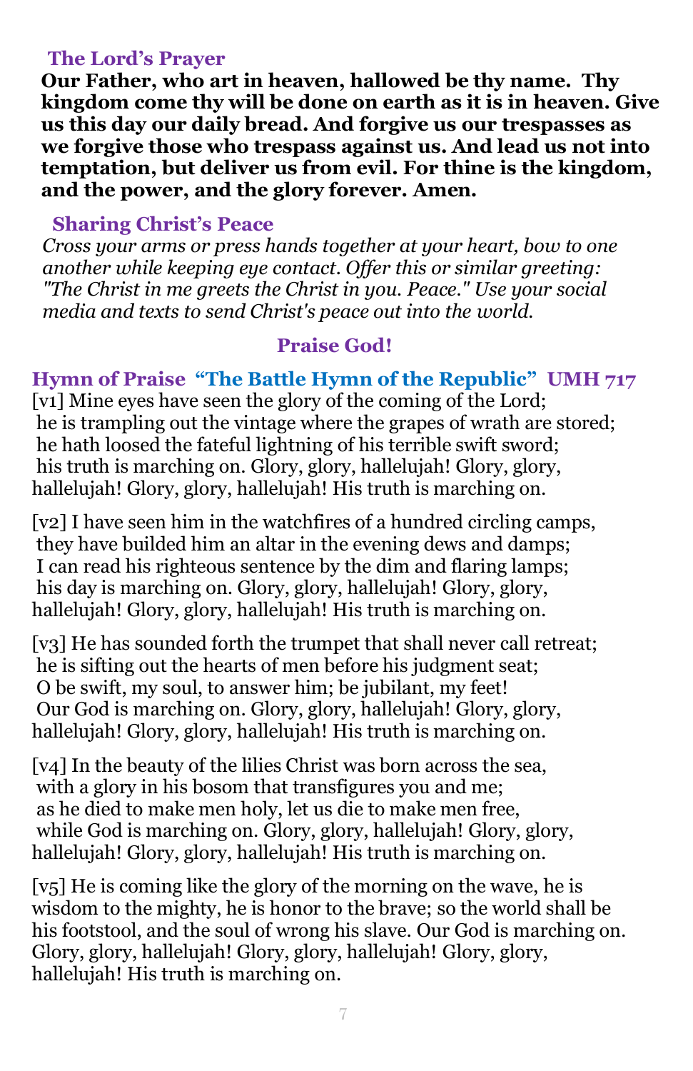### The Lord's Prayer

**Our Father, who art in heaven, hallowed be thy name. Thy kingdom come thy will be done on earth as it is in heaven. Give us this day our daily bread. And forgive us our trespasses as we forgive those who trespass against us. And lead us not into temptation, but deliver us from evil. For thine is the kingdom, and the power, and the glory forever. Amen.**

### Sharing Christ's Peace

*Cross your arms or press hands together at your heart, bow to one another while keeping eye contact. Offer this or similar greeting: "The Christ in me greets the Christ in you. Peace." Use your social media and texts to send Christ's peace out into the world.*

## Praise God!

### Hymn of Praise "The Battle Hymn of the Republic" UMH 717

[v1] Mine eyes have seen the glory of the coming of the Lord;
he is trampling out the vintage where the grapes of wrath are stored;
he hath loosed the fateful lightning of his terrible swift sword;
his truth is marching on. Glory, glory, hallelujah! Glory, glory, hallelujah! Glory, glory, hallelujah! His truth is marching on.

[v2] I have seen him in the watchfires of a hundred circling camps,
they have builded him an altar in the evening dews and damps;
I can read his righteous sentence by the dim and flaring lamps;
his day is marching on. Glory, glory, hallelujah! Glory, glory, hallelujah! Glory, glory, hallelujah! His truth is marching on.

[v3] He has sounded forth the trumpet that shall never call retreat;
he is sifting out the hearts of men before his judgment seat;
O be swift, my soul, to answer him; be jubilant, my feet!
Our God is marching on. Glory, glory, hallelujah! Glory, glory, hallelujah! Glory, glory, hallelujah! His truth is marching on.

[v4] In the beauty of the lilies Christ was born across the sea,
with a glory in his bosom that transfigures you and me;
as he died to make men holy, let us die to make men free,
while God is marching on. Glory, glory, hallelujah! Glory, glory, hallelujah! Glory, glory, hallelujah! His truth is marching on.

[v5] He is coming like the glory of the morning on the wave, he is wisdom to the mighty, he is honor to the brave; so the world shall be his footstool, and the soul of wrong his slave. Our God is marching on. Glory, glory, hallelujah! Glory, glory, hallelujah! Glory, glory, hallelujah! His truth is marching on.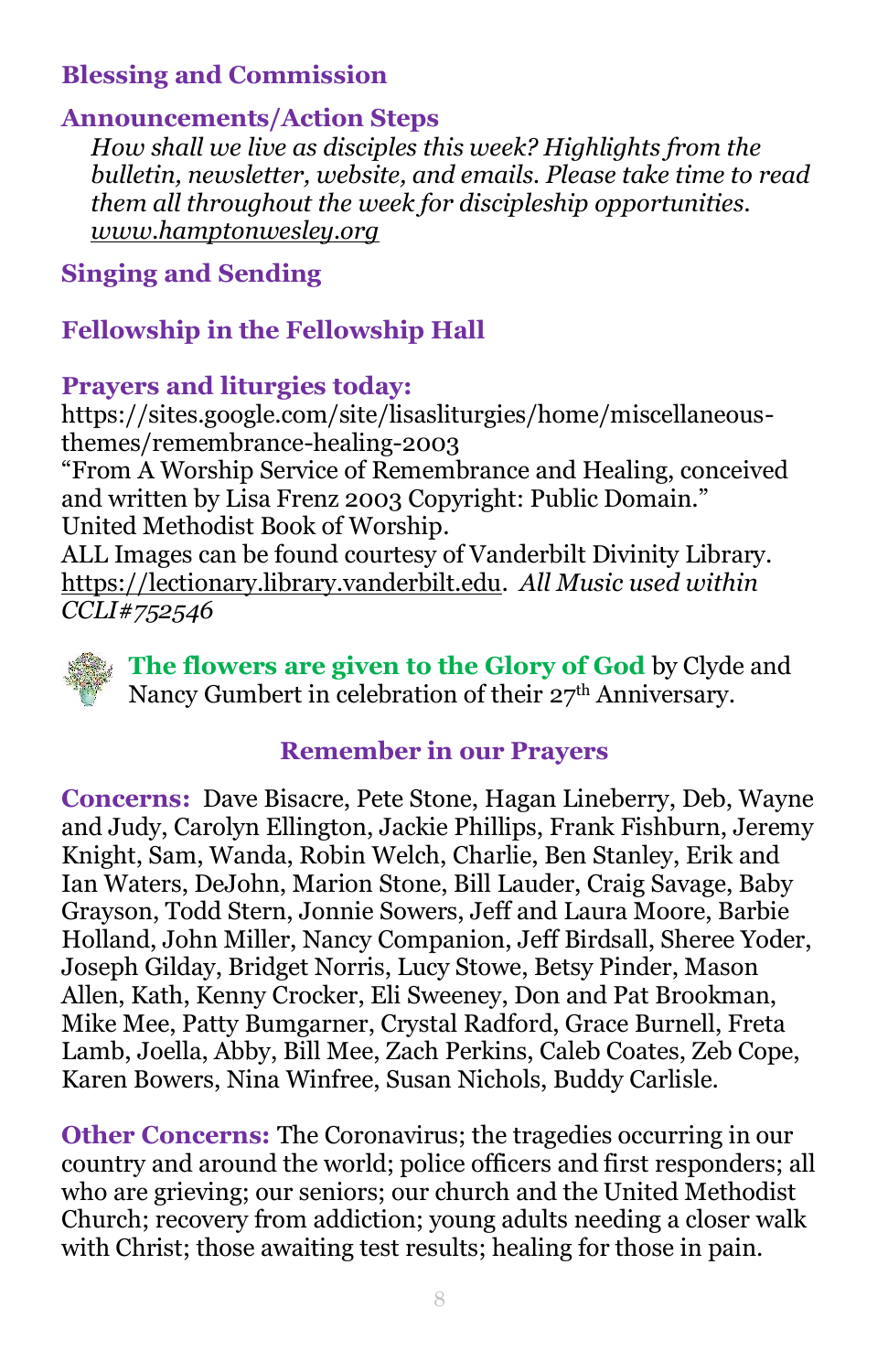## Blessing and Commission

## Announcements/Action Steps

*How shall we live as disciples this week? Highlights from the bulletin, newsletter, website, and emails. Please take time to read them all throughout the week for discipleship opportunities.* [www.hamptonwesley.org](http://www.hamptonwesley.org)

## Singing and Sending

## Fellowship in the Fellowship Hall

## Prayers and liturgies today:

https://sites.google.com/site/lisasliturgies/home/miscellaneous-themes/remembrance-healing-2003
"From A Worship Service of Remembrance and Healing, conceived and written by Lisa Frenz 2003 Copyright: Public Domain."
United Methodist Book of Worship.
ALL Images can be found courtesy of Vanderbilt Divinity Library. https://lectionary.library.vanderbilt.edu. *All Music used within CCLI#752546*

**The flowers are given to the Glory of God** by Clyde and Nancy Gumbert in celebration of their 27th Anniversary.

## Remember in our Prayers

**Concerns:** Dave Bisacre, Pete Stone, Hagan Lineberry, Deb, Wayne and Judy, Carolyn Ellington, Jackie Phillips, Frank Fishburn, Jeremy Knight, Sam, Wanda, Robin Welch, Charlie, Ben Stanley, Erik and Ian Waters, DeJohn, Marion Stone, Bill Lauder, Craig Savage, Baby Grayson, Todd Stern, Jonnie Sowers, Jeff and Laura Moore, Barbie Holland, John Miller, Nancy Companion, Jeff Birdsall, Sheree Yoder, Joseph Gilday, Bridget Norris, Lucy Stowe, Betsy Pinder, Mason Allen, Kath, Kenny Crocker, Eli Sweeney, Don and Pat Brookman, Mike Mee, Patty Bumgarner, Crystal Radford, Grace Burnell, Freta Lamb, Joella, Abby, Bill Mee, Zach Perkins, Caleb Coates, Zeb Cope, Karen Bowers, Nina Winfree, Susan Nichols, Buddy Carlisle.

**Other Concerns:** The Coronavirus; the tragedies occurring in our country and around the world; police officers and first responders; all who are grieving; our seniors; our church and the United Methodist Church; recovery from addiction; young adults needing a closer walk with Christ; those awaiting test results; healing for those in pain.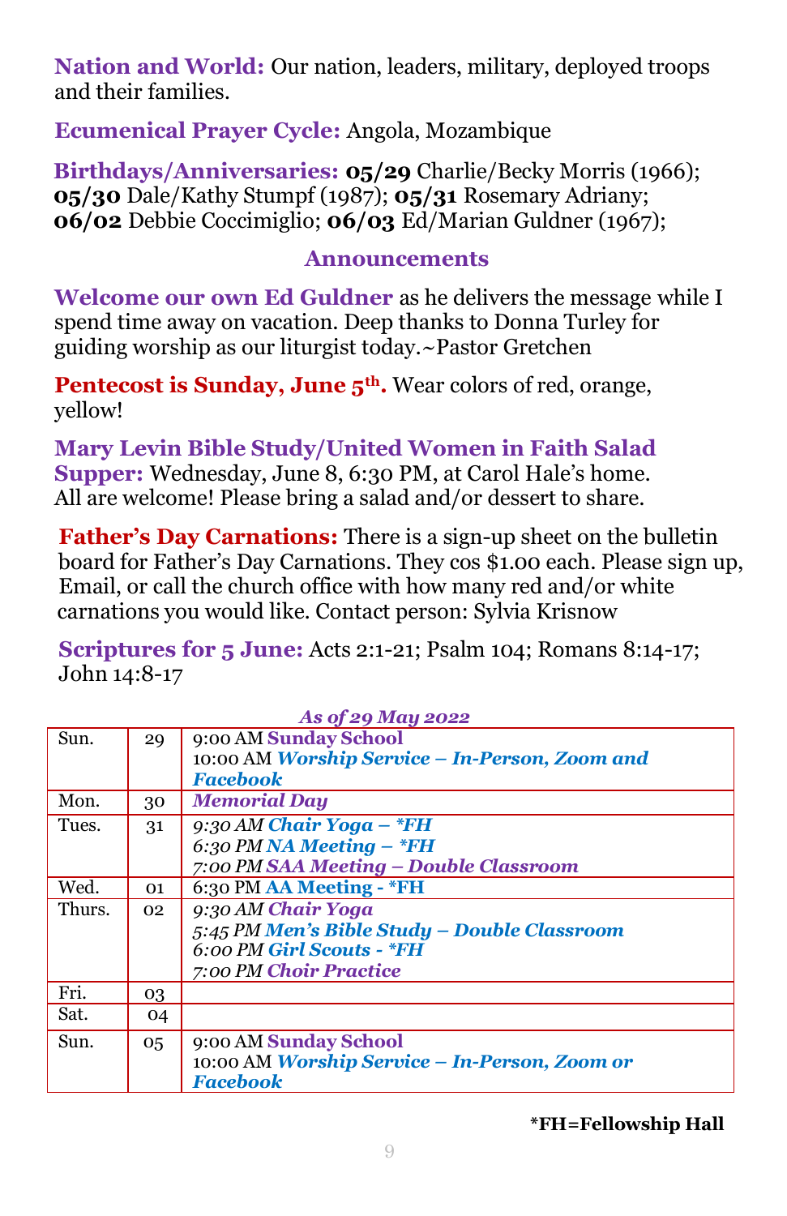**Nation and World:** Our nation, leaders, military, deployed troops and their families.

**Ecumenical Prayer Cycle:** Angola, Mozambique

**Birthdays/Anniversaries:** **05/29** Charlie/Becky Morris (1966); **05/30** Dale/Kathy Stumpf (1987); **05/31** Rosemary Adriany; **06/02** Debbie Coccimiglio; **06/03** Ed/Marian Guldner (1967);

## Announcements

**Welcome our own Ed Guldner** as he delivers the message while I spend time away on vacation. Deep thanks to Donna Turley for guiding worship as our liturgist today.~Pastor Gretchen

**Pentecost is Sunday, June 5th.** Wear colors of red, orange, yellow!

**Mary Levin Bible Study/United Women in Faith Salad Supper:** Wednesday, June 8, 6:30 PM, at Carol Hale's home. All are welcome! Please bring a salad and/or dessert to share.

**Father's Day Carnations:** There is a sign-up sheet on the bulletin board for Father's Day Carnations. They cos $1.00 each. Please sign up, Email, or call the church office with how many red and/or white carnations you would like. Contact person: Sylvia Krisnow

**Scriptures for 5 June:** Acts 2:1-21; Psalm 104; Romans 8:14-17; John 14:8-17

*As of 29 May 2022*

| | | |
|---|---|---|
| Sun. | 29 | 9:00 AM **Sunday School**<br>10:00 AM ***Worship Service – In-Person, Zoom and Facebook*** |
| Mon. | 30 | ***Memorial Day*** |
| Tues. | 31 | *9:30 AM **Chair Yoga – *FH***<br>*6:30 PM **NA Meeting – *FH***<br>*7:00 PM **SAA Meeting – Double Classroom*** |
| Wed. | 01 | 6:30 PM **AA Meeting - *FH** |
| Thurs. | 02 | *9:30 AM **Chair Yoga***<br>*5:45 PM **Men's Bible Study – Double Classroom***<br>*6:00 PM **Girl Scouts - *FH***<br>*7:00 PM **Choir Practice*** |
| Fri. | 03 | |
| Sat. | 04 | |
| Sun. | 05 | 9:00 AM **Sunday School**<br>10:00 AM ***Worship Service – In-Person, Zoom or Facebook*** |

***FH=Fellowship Hall**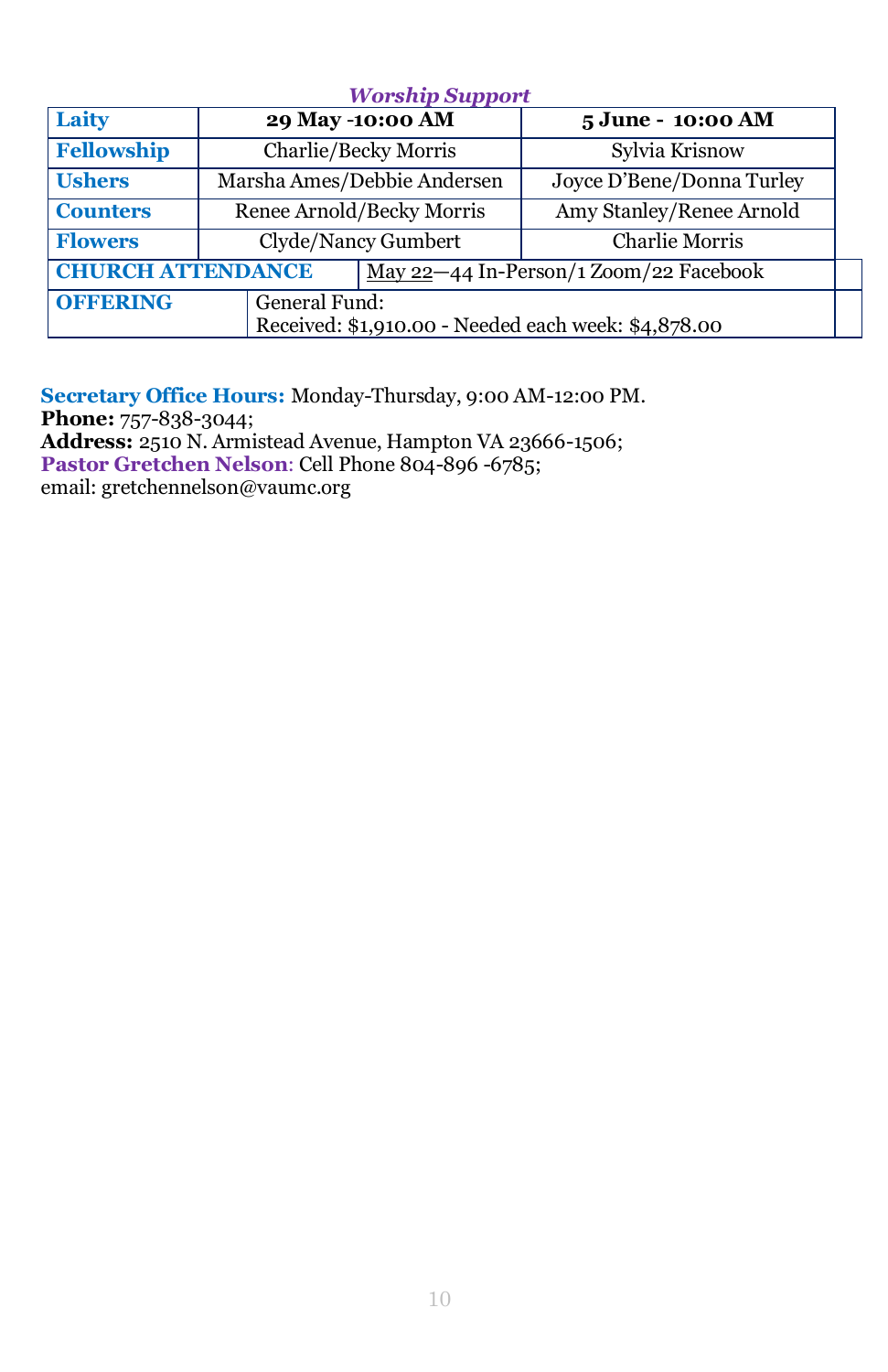***Worship Support***

| **Laity** | **29 May -10:00 AM** | **5 June - 10:00 AM** |
|---|---|---|
| **Fellowship** | Charlie/Becky Morris | Sylvia Krisnow |
| **Ushers** | Marsha Ames/Debbie Andersen | Joyce D'Bene/Donna Turley |
| **Counters** | Renee Arnold/Becky Morris | Amy Stanley/Renee Arnold |
| **Flowers** | Clyde/Nancy Gumbert | Charlie Morris |
| **CHURCH ATTENDANCE** | May 22—44 In-Person/1 Zoom/22 Facebook | |
| **OFFERING** | General Fund: Received: $1,910.00 - Needed each week: $4,878.00 | |

**Secretary Office Hours:** Monday-Thursday, 9:00 AM-12:00 PM.
**Phone:** 757-838-3044;
**Address:** 2510 N. Armistead Avenue, Hampton VA 23666-1506;
**Pastor Gretchen Nelson**: Cell Phone 804-896 -6785;
email: gretchennelson@vaumc.org